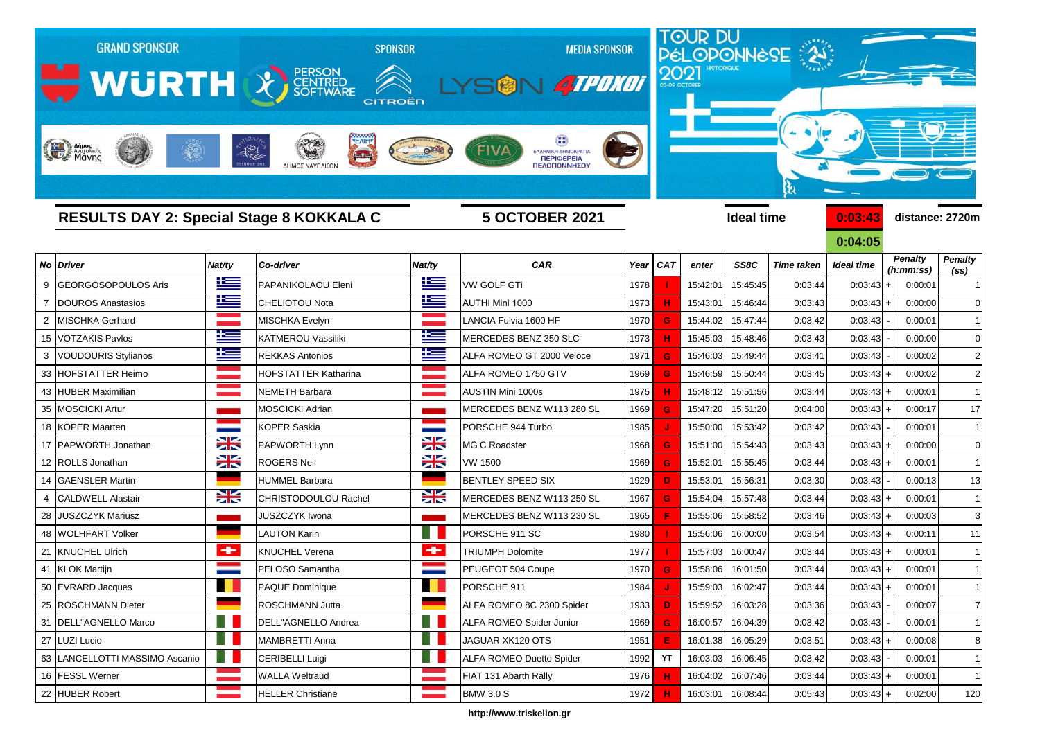GRAND SPONSOR WÜRTH — SPONSOR PERSON CENTRED SOFTWARE, CITROËN — MEDIA SPONSOR LYSON 4TPOXOI

TOUR DU PÉLOPONNÈSE 2021 HISTORIQUE 03-09 OCTOBER

## RESULTS DAY 2: Special Stage 8 KOKKALA C

**5 OCTOBER 2021**

**Ideal time** 0:03:43 / 0:04:05 — **distance: 2720m**

| No | Driver | Nat/ty | Co-driver | Nat/ty | CAR | Year | CAT | enter | SS8C | Time taken | Ideal time | | Penalty (h:mm:ss) | Penalty (ss) |
|---|---|---|---|---|---|---|---|---|---|---|---|---|---|---|
| 9 | GEORGOSOPOULOS Aris | | PAPANIKOLAOU Eleni | | VW GOLF GTi | 1978 | I | 15:42:01 | 15:45:45 | 0:03:44 | 0:03:43 | + | 0:00:01 | 1 |
| 7 | DOUROS Anastasios | | CHELIOTOU Nota | | AUTHI Mini 1000 | 1973 | H | 15:43:01 | 15:46:44 | 0:03:43 | 0:03:43 | + | 0:00:00 | 0 |
| 2 | MISCHKA Gerhard | | MISCHKA Evelyn | | LANCIA Fulvia 1600 HF | 1970 | G | 15:44:02 | 15:47:44 | 0:03:42 | 0:03:43 | - | 0:00:01 | 1 |
| 15 | VOTZAKIS Pavlos | | KATMEROU Vassiliki | | MERCEDES BENZ 350 SLC | 1973 | H | 15:45:03 | 15:48:46 | 0:03:43 | 0:03:43 | - | 0:00:00 | 0 |
| 3 | VOUDOURIS Stylianos | | REKKAS Antonios | | ALFA ROMEO GT 2000 Veloce | 1971 | G | 15:46:03 | 15:49:44 | 0:03:41 | 0:03:43 | - | 0:00:02 | 2 |
| 33 | HOFSTATTER Heimo | | HOFSTATTER Katharina | | ALFA ROMEO 1750 GTV | 1969 | G | 15:46:59 | 15:50:44 | 0:03:45 | 0:03:43 | + | 0:00:02 | 2 |
| 43 | HUBER Maximilian | | NEMETH Barbara | | AUSTIN Mini 1000s | 1975 | H | 15:48:12 | 15:51:56 | 0:03:44 | 0:03:43 | + | 0:00:01 | 1 |
| 35 | MOSCICKI Artur | | MOSCICKI Adrian | | MERCEDES BENZ W113 280 SL | 1969 | G | 15:47:20 | 15:51:20 | 0:04:00 | 0:03:43 | + | 0:00:17 | 17 |
| 18 | KOPER Maarten | | KOPER Saskia | | PORSCHE 944 Turbo | 1985 | J | 15:50:00 | 15:53:42 | 0:03:42 | 0:03:43 | - | 0:00:01 | 1 |
| 17 | PAPWORTH Jonathan | | PAPWORTH Lynn | | MG C Roadster | 1968 | G | 15:51:00 | 15:54:43 | 0:03:43 | 0:03:43 | + | 0:00:00 | 0 |
| 12 | ROLLS Jonathan | | ROGERS Neil | | VW 1500 | 1969 | G | 15:52:01 | 15:55:45 | 0:03:44 | 0:03:43 | + | 0:00:01 | 1 |
| 14 | GAENSLER Martin | | HUMMEL Barbara | | BENTLEY SPEED SIX | 1929 | D | 15:53:01 | 15:56:31 | 0:03:30 | 0:03:43 | - | 0:00:13 | 13 |
| 4 | CALDWELL Alastair | | CHRISTODOULOU Rachel | | MERCEDES BENZ W113 250 SL | 1967 | G | 15:54:04 | 15:57:48 | 0:03:44 | 0:03:43 | + | 0:00:01 | 1 |
| 28 | JUSZCZYK Mariusz | | JUSZCZYK Iwona | | MERCEDES BENZ W113 230 SL | 1965 | F | 15:55:06 | 15:58:52 | 0:03:46 | 0:03:43 | + | 0:00:03 | 3 |
| 48 | WOLHFART Volker | | LAUTON Karin | | PORSCHE 911 SC | 1980 | I | 15:56:06 | 16:00:00 | 0:03:54 | 0:03:43 | + | 0:00:11 | 11 |
| 21 | KNUCHEL Ulrich | | KNUCHEL Verena | | TRIUMPH Dolomite | 1977 | I | 15:57:03 | 16:00:47 | 0:03:44 | 0:03:43 | + | 0:00:01 | 1 |
| 41 | KLOK Martijn | | PELOSO Samantha | | PEUGEOT 504 Coupe | 1970 | G | 15:58:06 | 16:01:50 | 0:03:44 | 0:03:43 | + | 0:00:01 | 1 |
| 50 | EVRARD Jacques | | PAQUE Dominique | | PORSCHE 911 | 1984 | J | 15:59:03 | 16:02:47 | 0:03:44 | 0:03:43 | + | 0:00:01 | 1 |
| 25 | ROSCHMANN Dieter | | ROSCHMANN Jutta | | ALFA ROMEO 6C 2300 Spider | 1933 | D | 15:59:52 | 16:03:28 | 0:03:36 | 0:03:43 | - | 0:00:07 | 7 |
| 31 | DELL"AGNELLO Marco | | DELL"AGNELLO Andrea | | ALFA ROMEO Spider Junior | 1969 | G | 16:00:57 | 16:04:39 | 0:03:42 | 0:03:43 | | 0:00:01 | 1 |
| 27 | LUZI Lucio | | MAMBRETTI Anna | | JAGUAR XK120 OTS | 1951 | E | 16:01:38 | 16:05:29 | 0:03:51 | 0:03:43 | + | 0:00:08 | 8 |
| 63 | LANCELLOTTI MASSIMO Ascanio | | CERIBELLI Luigi | | ALFA ROMEO Duetto Spider | 1992 | YT | 16:03:03 | 16:06:45 | 0:03:42 | 0:03:43 | - | 0:00:01 | 1 |
| 16 | FESSL Werner | | WALLA Weltraud | | FIAT 131 Abarth Rally | 1976 | H | 16:04:02 | 16:07:46 | 0:03:44 | 0:03:43 | + | 0:00:01 | 1 |
| 22 | HUBER Robert | | HELLER Christiane | | BMW 3.0 S | 1972 | H | 16:03:01 | 16:08:44 | 0:05:43 | 0:03:43 | + | 0:02:00 | 120 |

http://www.triskelion.gr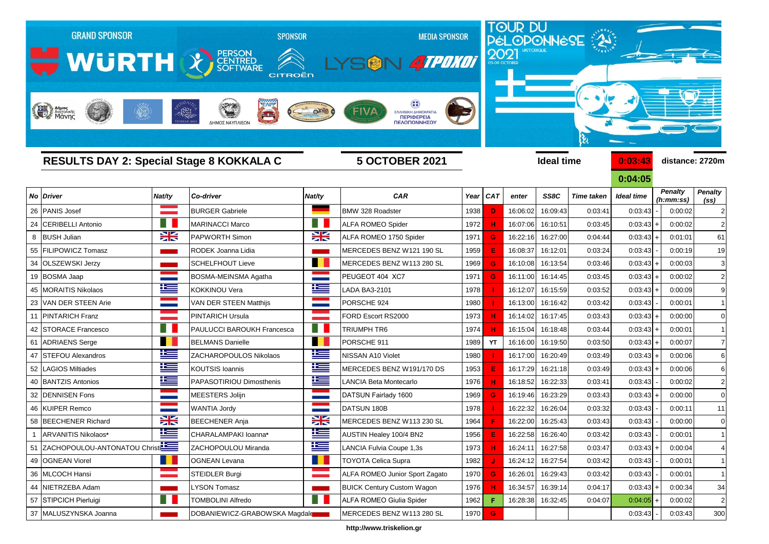GRAND SPONSOR WÜRTH — SPONSOR PERSON CENTRED SOFTWARE, CITROËN — MEDIA SPONSOR LYSON, 4TPOXOI

TOUR DU PÉLOPONNÈSE 2021 HISTORIQUE 05-09 OCTOBER

## RESULTS DAY 2: Special Stage 8 KOKKALA C

**5 OCTOBER 2021**

**Ideal time** 0:03:43 / 0:04:05 — **distance: 2720m**

| No | Driver | Nat/ty | Co-driver | Nat/ty | CAR | Year | CAT | enter | SS8C | Time taken | Ideal time | | Penalty (h:mm:ss) | Penalty (ss) |
|---|---|---|---|---|---|---|---|---|---|---|---|---|---|---|
| 26 | PANIS Josef | | BURGER Gabriele | | BMW 328 Roadster | 1938 | D | 16:06:02 | 16:09:43 | 0:03:41 | 0:03:43 | - | 0:00:02 | 2 |
| 24 | CERIBELLI Antonio | | MARINACCI Marco | | ALFA ROMEO Spider | 1972 | H | 16:07:06 | 16:10:51 | 0:03:45 | 0:03:43 | + | 0:00:02 | 2 |
| 8 | BUSH Julian | | PAPWORTH Simon | | ALFA ROMEO 1750 Spider | 1971 | G | 16:22:16 | 16:27:00 | 0:04:44 | 0:03:43 | + | 0:01:01 | 61 |
| 55 | FILIPOWICZ Tomasz | | RODEK Joanna Lidia | | MERCEDES BENZ W121 190 SL | 1959 | E | 16:08:37 | 16:12:01 | 0:03:24 | 0:03:43 | - | 0:00:19 | 19 |
| 34 | OLSZEWSKI Jerzy | | SCHELFHOUT Lieve | | MERCEDES BENZ W113 280 SL | 1969 | G | 16:10:08 | 16:13:54 | 0:03:46 | 0:03:43 | + | 0:00:03 | 3 |
| 19 | BOSMA Jaap | | BOSMA-MEINSMA Agatha | | PEUGEOT 404 XC7 | 1971 | G | 16:11:00 | 16:14:45 | 0:03:45 | 0:03:43 | + | 0:00:02 | 2 |
| 45 | MORAITIS Nikolaos | | KOKKINOU Vera | | LADA BA3-2101 | 1978 | I | 16:12:07 | 16:15:59 | 0:03:52 | 0:03:43 | + | 0:00:09 | 9 |
| 23 | VAN DER STEEN Arie | | VAN DER STEEN Matthijs | | PORSCHE 924 | 1980 | I | 16:13:00 | 16:16:42 | 0:03:42 | 0:03:43 | - | 0:00:01 | 1 |
| 11 | PINTARICH Franz | | PINTARICH Ursula | | FORD Escort RS2000 | 1973 | H | 16:14:02 | 16:17:45 | 0:03:43 | 0:03:43 | + | 0:00:00 | 0 |
| 42 | STORACE Francesco | | PAULUCCI BAROUKH Francesca | | TRIUMPH TR6 | 1974 | H | 16:15:04 | 16:18:48 | 0:03:44 | 0:03:43 | + | 0:00:01 | 1 |
| 61 | ADRIAENS Serge | | BELMANS Danielle | | PORSCHE 911 | 1989 | YT | 16:16:00 | 16:19:50 | 0:03:50 | 0:03:43 | + | 0:00:07 | 7 |
| 47 | STEFOU Alexandros | | ZACHAROPOULOS Nikolaos | | NISSAN A10 Violet | 1980 | I | 16:17:00 | 16:20:49 | 0:03:49 | 0:03:43 | + | 0:00:06 | 6 |
| 52 | LAGIOS Miltiades | | KOUTSIS Ioannis | | MERCEDES BENZ W191/170 DS | 1953 | E | 16:17:29 | 16:21:18 | 0:03:49 | 0:03:43 | + | 0:00:06 | 6 |
| 40 | BANTZIS Antonios | | PAPASOTIRIOU Dimosthenis | | LANCIA Beta Montecarlo | 1976 | H | 16:18:52 | 16:22:33 | 0:03:41 | 0:03:43 | - | 0:00:02 | 2 |
| 32 | DENNISEN Fons | | MEESTERS Jolijn | | DATSUN Fairlady 1600 | 1969 | G | 16:19:46 | 16:23:29 | 0:03:43 | 0:03:43 | + | 0:00:00 | 0 |
| 46 | KUIPER Remco | | WANTIA Jordy | | DATSUN 180B | 1978 | I | 16:22:32 | 16:26:04 | 0:03:32 | 0:03:43 | - | 0:00:11 | 11 |
| 58 | BEECHENER Richard | | BEECHENER Anja | | MERCEDES BENZ W113 230 SL | 1964 | F | 16:22:00 | 16:25:43 | 0:03:43 | 0:03:43 | - | 0:00:00 | 0 |
| 1 | ARVANITIS Nikolaos* | | CHARALAMPAKI Ioanna* | | AUSTIN Healey 100/4 BN2 | 1956 | E | 16:22:58 | 16:26:40 | 0:03:42 | 0:03:43 | - | 0:00:01 | 1 |
| 51 | ZACHOPOULOU-ANTONATOU Christi | | ZACHOPOULOU Miranda | | LANCIA Fulvia Coupe 1,3s | 1973 | H | 16:24:11 | 16:27:58 | 0:03:47 | 0:03:43 | + | 0:00:04 | 4 |
| 49 | OGNEAN Viorel | | OGNEAN Levana | | TOYOTA Celica Supra | 1982 | J | 16:24:12 | 16:27:54 | 0:03:42 | 0:03:43 | - | 0:00:01 | 1 |
| 36 | MLCOCH Hansi | | STEIDLER Burgi | | ALFA ROMEO Junior Sport Zagato | 1970 | G | 16:26:01 | 16:29:43 | 0:03:42 | 0:03:43 | - | 0:00:01 | 1 |
| 44 | NIETRZEBA Adam | | LYSON Tomasz | | BUICK Century Custom Wagon | 1976 | H | 16:34:57 | 16:39:14 | 0:04:17 | 0:03:43 | + | 0:00:34 | 34 |
| 57 | STIPCICH Pierluigi | | TOMBOLINI Alfredo | | ALFA ROMEO Giulia Spider | 1962 | F | 16:28:38 | 16:32:45 | 0:04:07 | 0:04:05 | + | 0:00:02 | 2 |
| 37 | MALUSZYNSKA Joanna | | DOBANIEWICZ-GRABOWSKA Magdale | | MERCEDES BENZ W113 280 SL | 1970 | G | | | | 0:03:43 | - | 0:03:43 | 300 |

http://www.triskelion.gr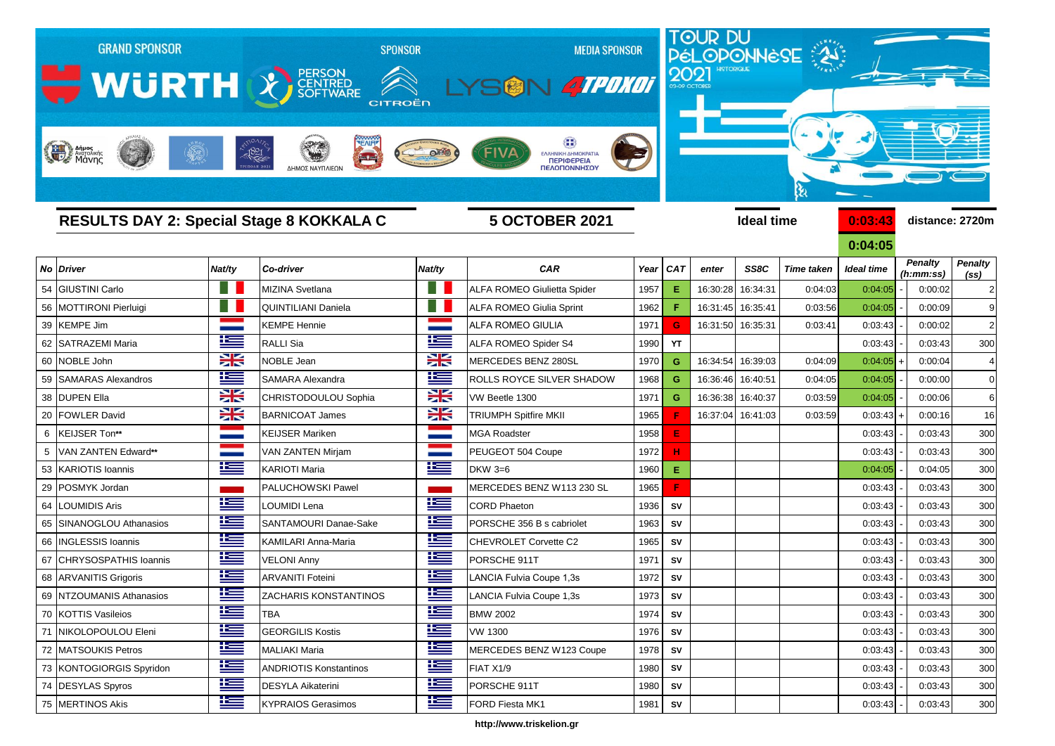GRAND SPONSOR WÜRTH — SPONSOR PERSON CENTRED SOFTWARE, CITROËN — MEDIA SPONSOR LYSON 4TPOXOI

TOUR DU PÉLOPONNÈSE 2021 HISTORIQUE 03-09 OCTOBER

## RESULTS DAY 2: Special Stage 8 KOKKALA C

**5 OCTOBER 2021**

**Ideal time** 0:03:43 / 0:04:05 — **distance: 2720m**

| No | Driver | Nat/ty | Co-driver | Nat/ty | CAR | Year | CAT | enter | SS8C | Time taken | Ideal time | | Penalty (h:mm:ss) | Penalty (ss) |
|---|---|---|---|---|---|---|---|---|---|---|---|---|---|---|
| 54 | GIUSTINI Carlo | | MIZINA Svetlana | | ALFA ROMEO Giulietta Spider | 1957 | E | 16:30:28 | 16:34:31 | 0:04:03 | 0:04:05 | - | 0:00:02 | 2 |
| 56 | MOTTIRONI Pierluigi | | QUINTILIANI Daniela | | ALFA ROMEO Giulia Sprint | 1962 | F | 16:31:45 | 16:35:41 | 0:03:56 | 0:04:05 | - | 0:00:09 | 9 |
| 39 | KEMPE Jim | | KEMPE Hennie | | ALFA ROMEO GIULIA | 1971 | G | 16:31:50 | 16:35:31 | 0:03:41 | 0:03:43 | - | 0:00:02 | 2 |
| 62 | SATRAZEMI Maria | | RALLI Sia | | ALFA ROMEO Spider S4 | 1990 | YT | | | | 0:03:43 | - | 0:03:43 | 300 |
| 60 | NOBLE John | | NOBLE Jean | | MERCEDES BENZ 280SL | 1970 | G | 16:34:54 | 16:39:03 | 0:04:09 | 0:04:05 | + | 0:00:04 | 4 |
| 59 | SAMARAS Alexandros | | SAMARA Alexandra | | ROLLS ROYCE SILVER SHADOW | 1968 | G | 16:36:46 | 16:40:51 | 0:04:05 | 0:04:05 | - | 0:00:00 | 0 |
| 38 | DUPEN Ella | | CHRISTODOULOU Sophia | | VW Beetle 1300 | 1971 | G | 16:36:38 | 16:40:37 | 0:03:59 | 0:04:05 | - | 0:00:06 | 6 |
| 20 | FOWLER David | | BARNICOAT James | | TRIUMPH Spitfire MKII | 1965 | F | 16:37:04 | 16:41:03 | 0:03:59 | 0:03:43 | + | 0:00:16 | 16 |
| 6 | KEIJSER Ton** | | KEIJSER Mariken | | MGA Roadster | 1958 | E | | | | 0:03:43 | - | 0:03:43 | 300 |
| 5 | VAN ZANTEN Edward** | | VAN ZANTEN Mirjam | | PEUGEOT 504 Coupe | 1972 | H | | | | 0:03:43 | - | 0:03:43 | 300 |
| 53 | KARIOTIS Ioannis | | KARIOTI Maria | | DKW 3=6 | 1960 | E | | | | 0:04:05 | - | 0:04:05 | 300 |
| 29 | POSMYK Jordan | | PALUCHOWSKI Pawel | | MERCEDES BENZ W113 230 SL | 1965 | F | | | | 0:03:43 | - | 0:03:43 | 300 |
| 64 | LOUMIDIS Aris | | LOUMIDI Lena | | CORD Phaeton | 1936 | SV | | | | 0:03:43 | - | 0:03:43 | 300 |
| 65 | SINANOGLOU Athanasios | | SANTAMOURI Danae-Sake | | PORSCHE 356 B s cabriolet | 1963 | SV | | | | 0:03:43 | - | 0:03:43 | 300 |
| 66 | INGLESSIS Ioannis | | KAMILARI Anna-Maria | | CHEVROLET Corvette C2 | 1965 | SV | | | | 0:03:43 | - | 0:03:43 | 300 |
| 67 | CHRYSOSPATHIS Ioannis | | VELONI Anny | | PORSCHE 911T | 1971 | SV | | | | 0:03:43 | - | 0:03:43 | 300 |
| 68 | ARVANITIS Grigoris | | ARVANITI Foteini | | LANCIA Fulvia Coupe 1,3s | 1972 | SV | | | | 0:03:43 | - | 0:03:43 | 300 |
| 69 | NTZOUMANIS Athanasios | | ZACHARIS KONSTANTINOS | | LANCIA Fulvia Coupe 1,3s | 1973 | SV | | | | 0:03:43 | - | 0:03:43 | 300 |
| 70 | KOTTIS Vasileios | | TBA | | BMW 2002 | 1974 | SV | | | | 0:03:43 | - | 0:03:43 | 300 |
| 71 | NIKOLOPOULOU Eleni | | GEORGILIS Kostis | | VW 1300 | 1976 | SV | | | | 0:03:43 | - | 0:03:43 | 300 |
| 72 | MATSOUKIS Petros | | MALIAKI Maria | | MERCEDES BENZ W123 Coupe | 1978 | SV | | | | 0:03:43 | - | 0:03:43 | 300 |
| 73 | KONTOGIORGIS Spyridon | | ANDRIOTIS Konstantinos | | FIAT X1/9 | 1980 | SV | | | | 0:03:43 | - | 0:03:43 | 300 |
| 74 | DESYLAS Spyros | | DESYLA Aikaterini | | PORSCHE 911T | 1980 | SV | | | | 0:03:43 | - | 0:03:43 | 300 |
| 75 | MERTINOS Akis | | KYPRAIOS Gerasimos | | FORD Fiesta MK1 | 1981 | SV | | | | 0:03:43 | - | 0:03:43 | 300 |

http://www.triskelion.gr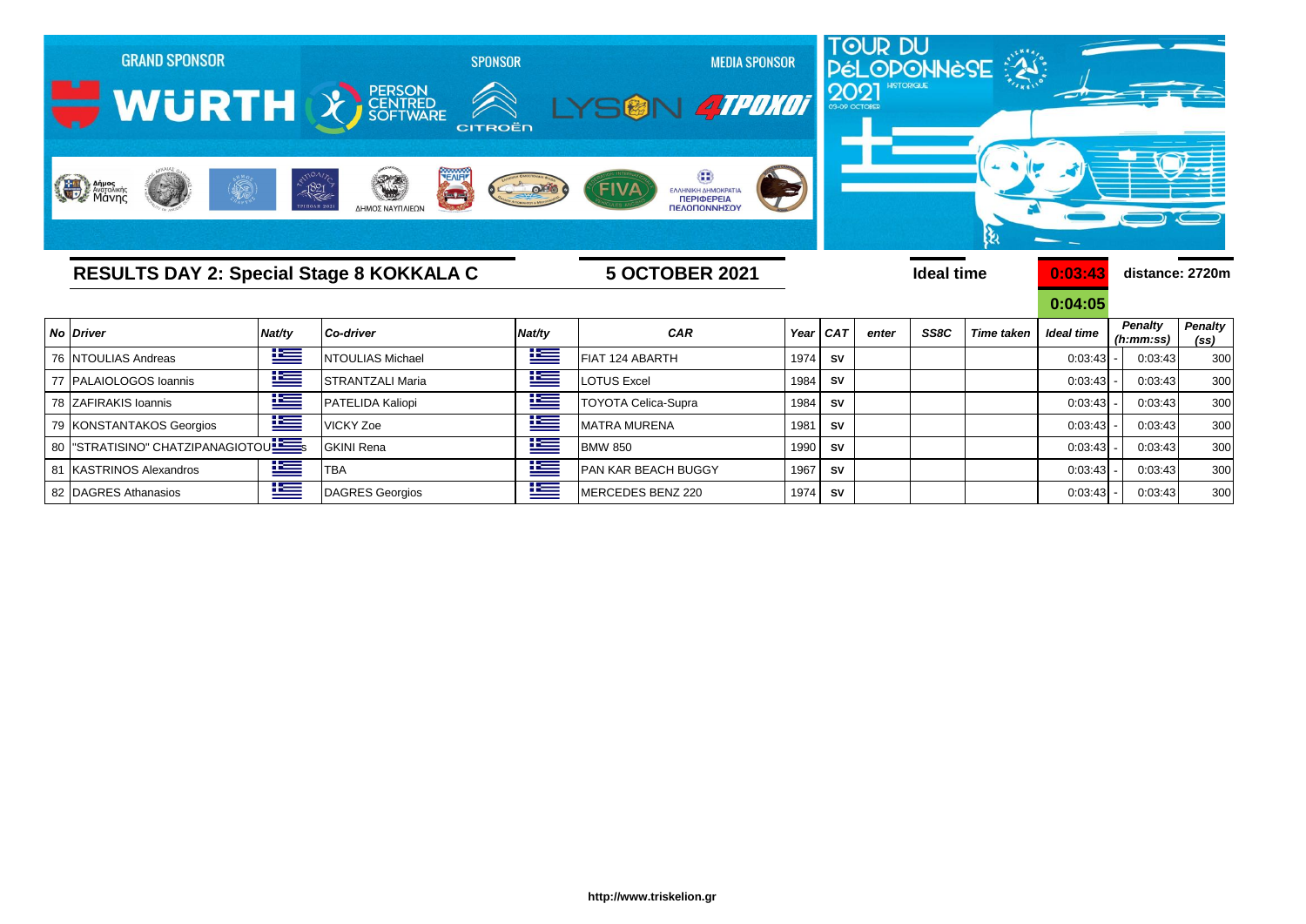GRAND SPONSOR WÜRTH — PERSON CENTRED SOFTWARE — SPONSOR CITROËN — MEDIA SPONSOR LYSON 4TPOXOI

TOUR DU PÉLOPONNÈSE 2021 HISTORIQUE 03-09 OCTOBER

## RESULTS DAY 2: Special Stage 8 KOKKALA C

**5 OCTOBER 2021**

**Ideal time** 0:03:43 / 0:04:05

**distance: 2720m**

| No | Driver | Nat/ty | Co-driver | Nat/ty | CAR | Year | CAT | enter | SS8C | Time taken | Ideal time | | Penalty (h:mm:ss) | Penalty (ss) |
|---|---|---|---|---|---|---|---|---|---|---|---|---|---|---|
| 76 | NTOULIAS Andreas | | NTOULIAS Michael | | FIAT 124 ABARTH | 1974 | SV | | | | 0:03:43 | - | 0:03:43 | 300 |
| 77 | PALAIOLOGOS Ioannis | | STRANTZALI Maria | | LOTUS Excel | 1984 | SV | | | | 0:03:43 | - | 0:03:43 | 300 |
| 78 | ZAFIRAKIS Ioannis | | PATELIDA Kaliopi | | TOYOTA Celica-Supra | 1984 | SV | | | | 0:03:43 | - | 0:03:43 | 300 |
| 79 | KONSTANTAKOS Georgios | | VICKY Zoe | | MATRA MURENA | 1981 | SV | | | | 0:03:43 | - | 0:03:43 | 300 |
| 80 | "STRATISINO" CHATZIPANAGIOTOUs | | GKINI Rena | | BMW 850 | 1990 | SV | | | | 0:03:43 | - | 0:03:43 | 300 |
| 81 | KASTRINOS Alexandros | | TBA | | PAN KAR BEACH BUGGY | 1967 | SV | | | | 0:03:43 | - | 0:03:43 | 300 |
| 82 | DAGRES Athanasios | | DAGRES Georgios | | MERCEDES BENZ 220 | 1974 | SV | | | | 0:03:43 | - | 0:03:43 | 300 |

http://www.triskelion.gr